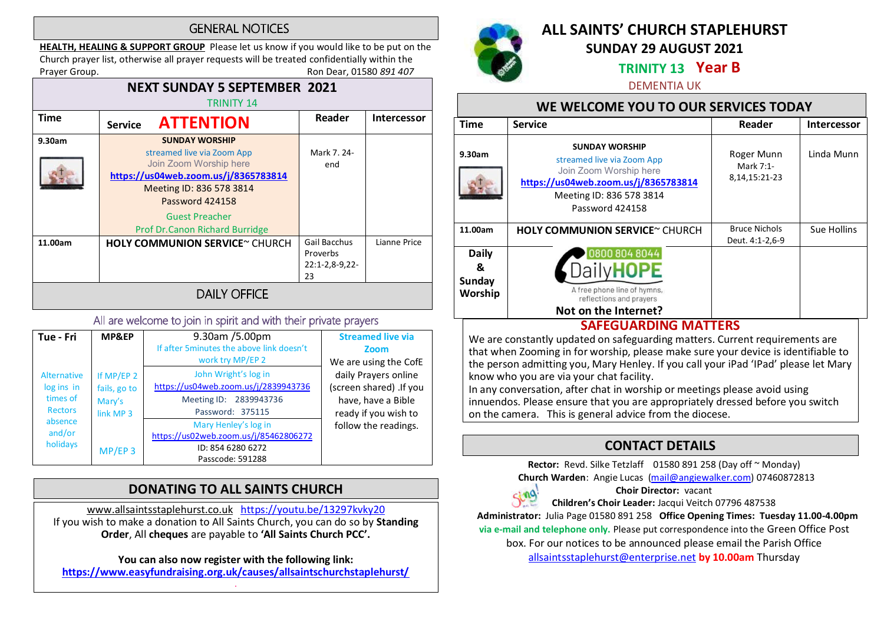## GENERAL NOTICES

**HEALTH, HEALING & SUPPORT GROUP** Please let us know if you would like to be put on the Church prayer list, otherwise all prayer requests will be treated confidentially within the Prayer Group. Ron Dear, 01580 *891 407*

### NEXT SUNDAY 5 SEPTEMBER 2021

TRINITY 14

| Time | Service **ATTENTION** | Reader | Intercessor |
|---|---|---|---|
| 9.30am | **SUNDAY WORSHIP** streamed live via Zoom App Join Zoom Worship here **https://us04web.zoom.us/j/8365783814** Meeting ID: 836 578 3814 Password 424158 Guest Preacher Prof Dr.Canon Richard Burridge | Mark 7. 24-end | |
| 11.00am | **HOLY COMMUNION SERVICE**~ CHURCH | Gail Bacchus Proverbs 22:1-2,8-9,22-23 | Lianne Price |

### DAILY OFFICE

All are welcome to join in spirit and with their private prayers

| Tue - Fri | MP&EP | 9.30am /5.00pm If after 5minutes the above link doesn't work try MP/EP 2 | **Streamed live via Zoom** We are using the CofE daily Prayers online (screen shared) .If you have, have a Bible ready if you wish to follow the readings. |
|---|---|---|---|
| Alternative log ins in times of Rectors absence and/or holidays | If MP/EP 2 fails, go to Mary's link MP 3 | John Wright's log in https://us04web.zoom.us/j/2839943736 Meeting ID: 2839943736 Password: 375115 | |
| | MP/EP 3 | Mary Henley's log in https://us02web.zoom.us/j/85462806272 ID: 854 6280 6272 Passcode: 591288 | |

## DONATING TO ALL SAINTS CHURCH

www.allsaintsstaplehurst.co.uk https://youtu.be/13297kvky20

If you wish to make a donation to All Saints Church, you can do so by **Standing Order**, All **cheques** are payable to **'All Saints Church PCC'.**

**You can also now register with the following link:**
**https://www.easyfundraising.org.uk/causes/allsaintschurchstaplehurst/**

# ALL SAINTS' CHURCH STAPLEHURST

## SUNDAY 29 AUGUST 2021

**TRINITY 13 Year B**

DEMENTIA UK

### WE WELCOME YOU TO OUR SERVICES TODAY

| Time | Service | Reader | Intercessor |
|---|---|---|---|
| 9.30am | **SUNDAY WORSHIP** streamed live via Zoom App Join Zoom Worship here **https://us04web.zoom.us/j/8365783814** Meeting ID: 836 578 3814 Password 424158 | Roger Munn Mark 7:1-8,14,15:21-23 | Linda Munn |
| 11.00am | **HOLY COMMUNION SERVICE**~ CHURCH | Bruce Nicholls Deut. 4:1-2,6-9 | Sue Hollins |
| **Daily & Sunday Worship** | 0800 804 8044 DailyHOPE A free phone line of hymns, reflections and prayers **Not on the Internet?** | | |

### SAFEGUARDING MATTERS

We are constantly updated on safeguarding matters. Current requirements are that when Zooming in for worship, please make sure your device is identifiable to the person admitting you, Mary Henley. If you call your iPad 'IPad' please let Mary know who you are via your chat facility.
In any conversation, after chat in worship or meetings please avoid using innuendos. Please ensure that you are appropriately dressed before you switch on the camera. This is general advice from the diocese.

### CONTACT DETAILS

**Rector:** Revd. Silke Tetzlaff 01580 891 258 (Day off ~ Monday)
**Church Warden**: Angie Lucas (mail@angiewalker.com) 07460872813
**Choir Director:** vacant
**Children's Choir Leader:** Jacqui Veitch 07796 487538
**Administrator:** Julia Page 01580 891 258 **Office Opening Times: Tuesday 11.00-4.00pm via e-mail and telephone only.** Please put correspondence into the Green Office Post box. For our notices to be announced please email the Parish Office allsaintsstaplehurst@enterprise.net **by 10.00am** Thursday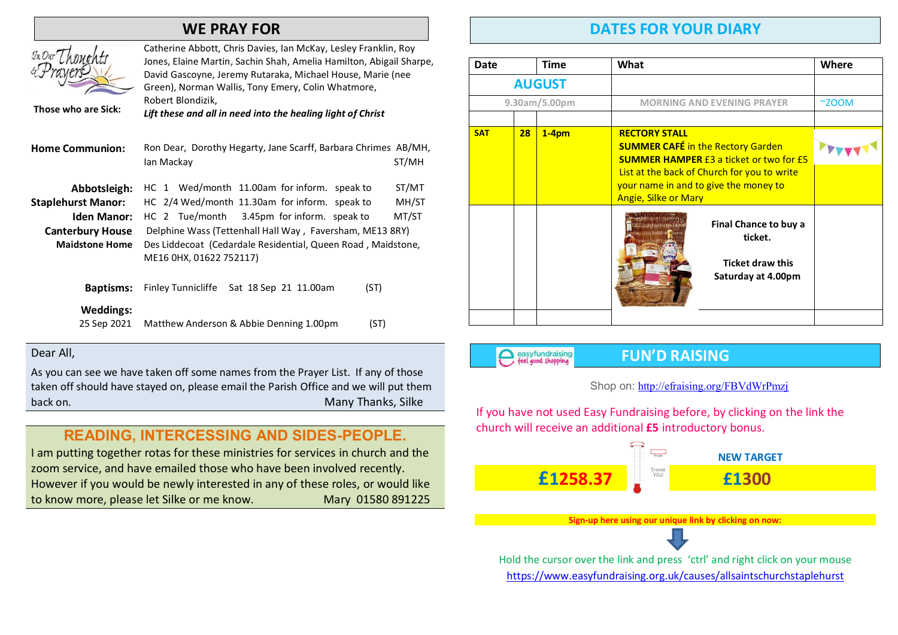## WE PRAY FOR

**Those who are Sick:** Catherine Abbott, Chris Davies, Ian McKay, Lesley Franklin, Roy Jones, Elaine Martin, Sachin Shah, Amelia Hamilton, Abigail Sharpe, David Gascoyne, Jeremy Rutaraka, Michael House, Marie (nee Green), Norman Wallis, Tony Emery, Colin Whatmore, Robert Blondizik,

*Lift these and all in need into the healing light of Christ*

**Home Communion:** Ron Dear, Dorothy Hegarty, Jane Scarff, Barbara Chrimes AB/MH, Ian Mackay ST/MH

**Abbotsleigh:** HC 1 Wed/month 11.00am for inform. speak to ST/MT

**Staplehurst Manor:** HC 2/4 Wed/month 11.30am for inform. speak to MH/ST

**Iden Manor:** HC 2 Tue/month 3.45pm for inform. speak to MT/ST

**Canterbury House** Delphine Wass (Tettenhall Hall Way , Faversham, ME13 8RY)

**Maidstone Home** Des Liddecoat (Cedardale Residential, Queen Road , Maidstone, ME16 0HX, 01622 752117)

**Baptisms:** Finley Tunnicliffe Sat 18 Sep 21 11.00am (ST)

**Weddings:**
25 Sep 2021 Matthew Anderson & Abbie Denning 1.00pm (ST)

Dear All,

As you can see we have taken off some names from the Prayer List. If any of those taken off should have stayed on, please email the Parish Office and we will put them back on. Many Thanks, Silke

## READING, INTERCESSING AND SIDES-PEOPLE.

I am putting together rotas for these ministries for services in church and the zoom service, and have emailed those who have been involved recently. However if you would be newly interested in any of these roles, or would like to know more, please let Silke or me know. Mary 01580 891225

## DATES FOR YOUR DIARY

| Date | | Time | What | Where |
|---|---|---|---|---|
| **AUGUST** | | | | |
| 9.30am/5.00pm | | | MORNING AND EVENING PRAYER | ~ZOOM |
| | | | | |
| **SAT** | **28** | **1-4pm** | **RECTORY STALL**<br>**SUMMER CAFÉ** in the Rectory Garden<br>**SUMMER HAMPER** £3 a ticket or two for £5<br>List at the back of Church for you to write your name in and to give the money to Angie, Silke or Mary | |
| | | | **Final Chance to buy a ticket.**<br>**Ticket draw this Saturday at 4.00pm** | |
| | | | | |

## FUN'D RAISING

Shop on: http://efraising.org/FBVdWrPmzj

If you have not used Easy Fundraising before, by clicking on the link the church will receive an additional **£5** introductory bonus.

**£1258.37**

**NEW TARGET**
**£1300**

**Sign-up here using our unique link by clicking on now:**

Hold the cursor over the link and press 'ctrl' and right click on your mouse
https://www.easyfundraising.org.uk/causes/allsaintschurchstaplehurst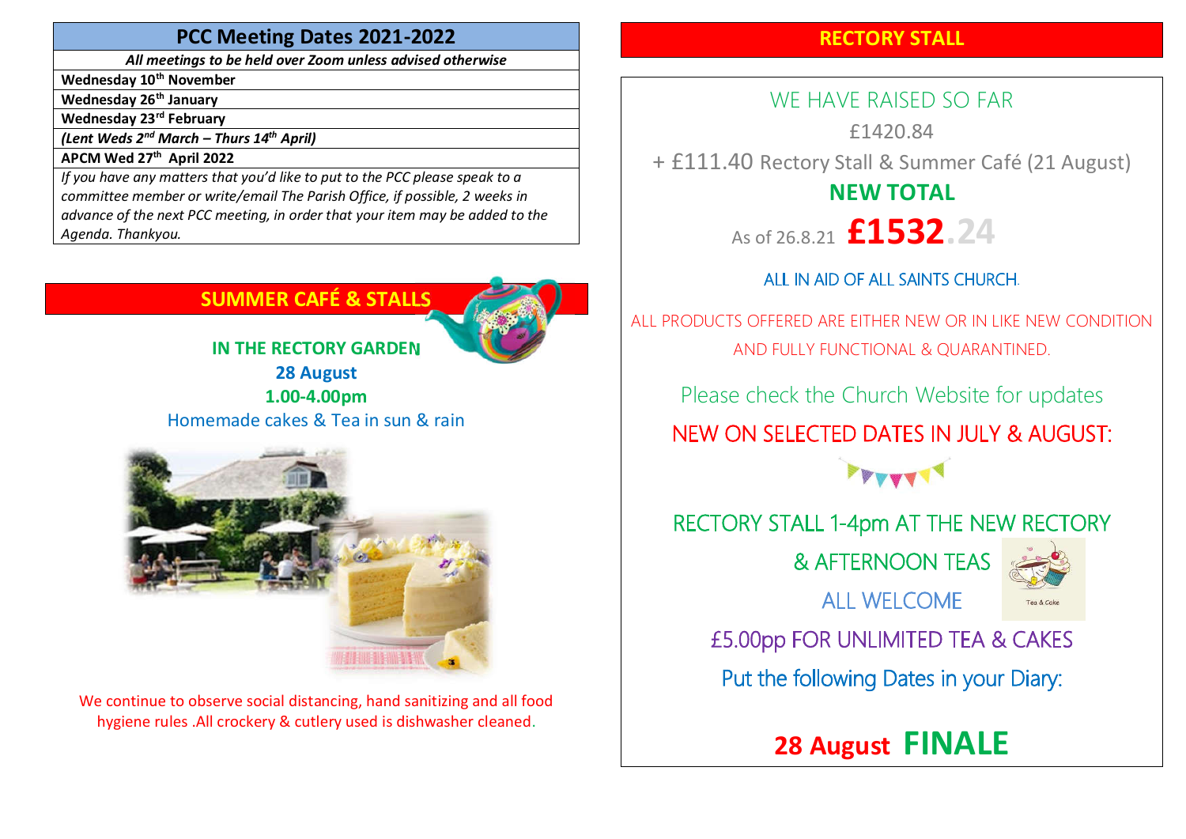## PCC Meeting Dates 2021-2022

| *All meetings to be held over Zoom unless advised otherwise* |
|---|
| **Wednesday 10th November** |
| **Wednesday 26th January** |
| **Wednesday 23rd February** |
| ***(Lent Weds 2nd March – Thurs 14th April)*** |
| **APCM Wed 27th April 2022** |
| *If you have any matters that you'd like to put to the PCC please speak to a committee member or write/email The Parish Office, if possible, 2 weeks in advance of the next PCC meeting, in order that your item may be added to the Agenda. Thankyou.* |

## SUMMER CAFÉ & STALLS

**IN THE RECTORY GARDEN**

**28 August**

**1.00-4.00pm**

Homemade cakes & Tea in sun & rain

We continue to observe social distancing, hand sanitizing and all food hygiene rules .All crockery & cutlery used is dishwasher cleaned.

## RECTORY STALL

WE HAVE RAISED SO FAR

£1420.84

+ £111.40 Rectory Stall & Summer Café (21 August)

**NEW TOTAL**

As of 26.8.21 **£1532.24**

ALL IN AID OF ALL SAINTS CHURCH.

ALL PRODUCTS OFFERED ARE EITHER NEW OR IN LIKE NEW CONDITION AND FULLY FUNCTIONAL & QUARANTINED.

Please check the Church Website for updates

NEW ON SELECTED DATES IN JULY & AUGUST:

RECTORY STALL 1-4pm AT THE NEW RECTORY

& AFTERNOON TEAS

ALL WELCOME

£5.00pp FOR UNLIMITED TEA & CAKES

Put the following Dates in your Diary:

**28 August FINALE**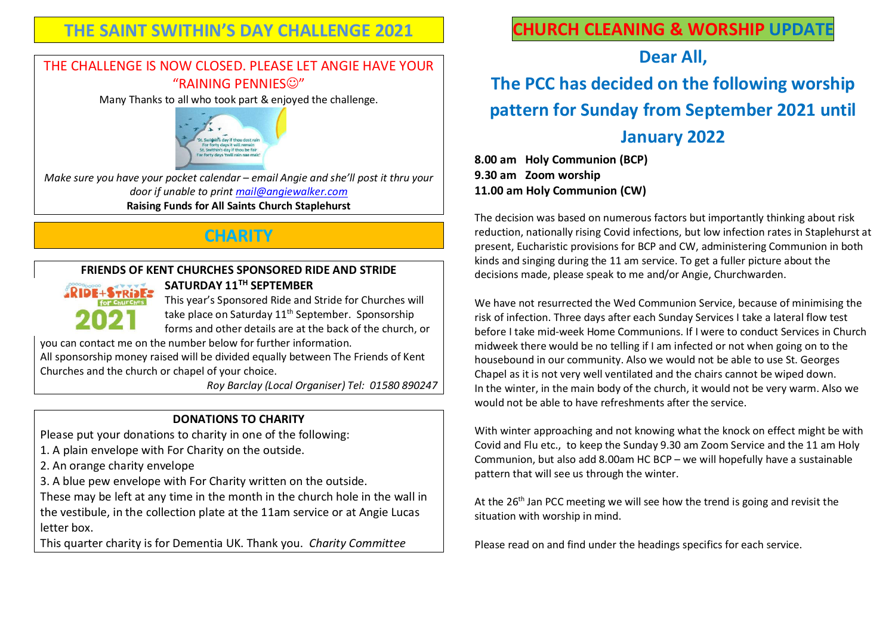# THE SAINT SWITHIN'S DAY CHALLENGE 2021

THE CHALLENGE IS NOW CLOSED. PLEASE LET ANGIE HAVE YOUR "RAINING PENNIES☺"

Many Thanks to all who took part & enjoyed the challenge.

*Make sure you have your pocket calendar – email Angie and she'll post it thru your door if unable to print mail@angiewalker.com*

**Raising Funds for All Saints Church Staplehurst**

# CHARITY

**FRIENDS OF KENT CHURCHES SPONSORED RIDE AND STRIDE**

**SATURDAY 11TH SEPTEMBER**

This year's Sponsored Ride and Stride for Churches will take place on Saturday 11th September. Sponsorship forms and other details are at the back of the church, or you can contact me on the number below for further information.

All sponsorship money raised will be divided equally between The Friends of Kent Churches and the church or chapel of your choice.

*Roy Barclay (Local Organiser) Tel: 01580 890247*

**DONATIONS TO CHARITY**

Please put your donations to charity in one of the following:

1. A plain envelope with For Charity on the outside.
2. An orange charity envelope
3. A blue pew envelope with For Charity written on the outside.

These may be left at any time in the month in the church hole in the wall in the vestibule, in the collection plate at the 11am service or at Angie Lucas letter box.

This quarter charity is for Dementia UK. Thank you. *Charity Committee*

# CHURCH CLEANING & WORSHIP UPDATE

## Dear All,

## The PCC has decided on the following worship pattern for Sunday from September 2021 until January 2022

**8.00 am Holy Communion (BCP)**
**9.30 am Zoom worship**
**11.00 am Holy Communion (CW)**

The decision was based on numerous factors but importantly thinking about risk reduction, nationally rising Covid infections, but low infection rates in Staplehurst at present, Eucharistic provisions for BCP and CW, administering Communion in both kinds and singing during the 11 am service. To get a fuller picture about the decisions made, please speak to me and/or Angie, Churchwarden.

We have not resurrected the Wed Communion Service, because of minimising the risk of infection. Three days after each Sunday Services I take a lateral flow test before I take mid-week Home Communions. If I were to conduct Services in Church midweek there would be no telling if I am infected or not when going on to the housebound in our community. Also we would not be able to use St. Georges Chapel as it is not very well ventilated and the chairs cannot be wiped down. In the winter, in the main body of the church, it would not be very warm. Also we would not be able to have refreshments after the service.

With winter approaching and not knowing what the knock on effect might be with Covid and Flu etc., to keep the Sunday 9.30 am Zoom Service and the 11 am Holy Communion, but also add 8.00am HC BCP – we will hopefully have a sustainable pattern that will see us through the winter.

At the 26th Jan PCC meeting we will see how the trend is going and revisit the situation with worship in mind.

Please read on and find under the headings specifics for each service.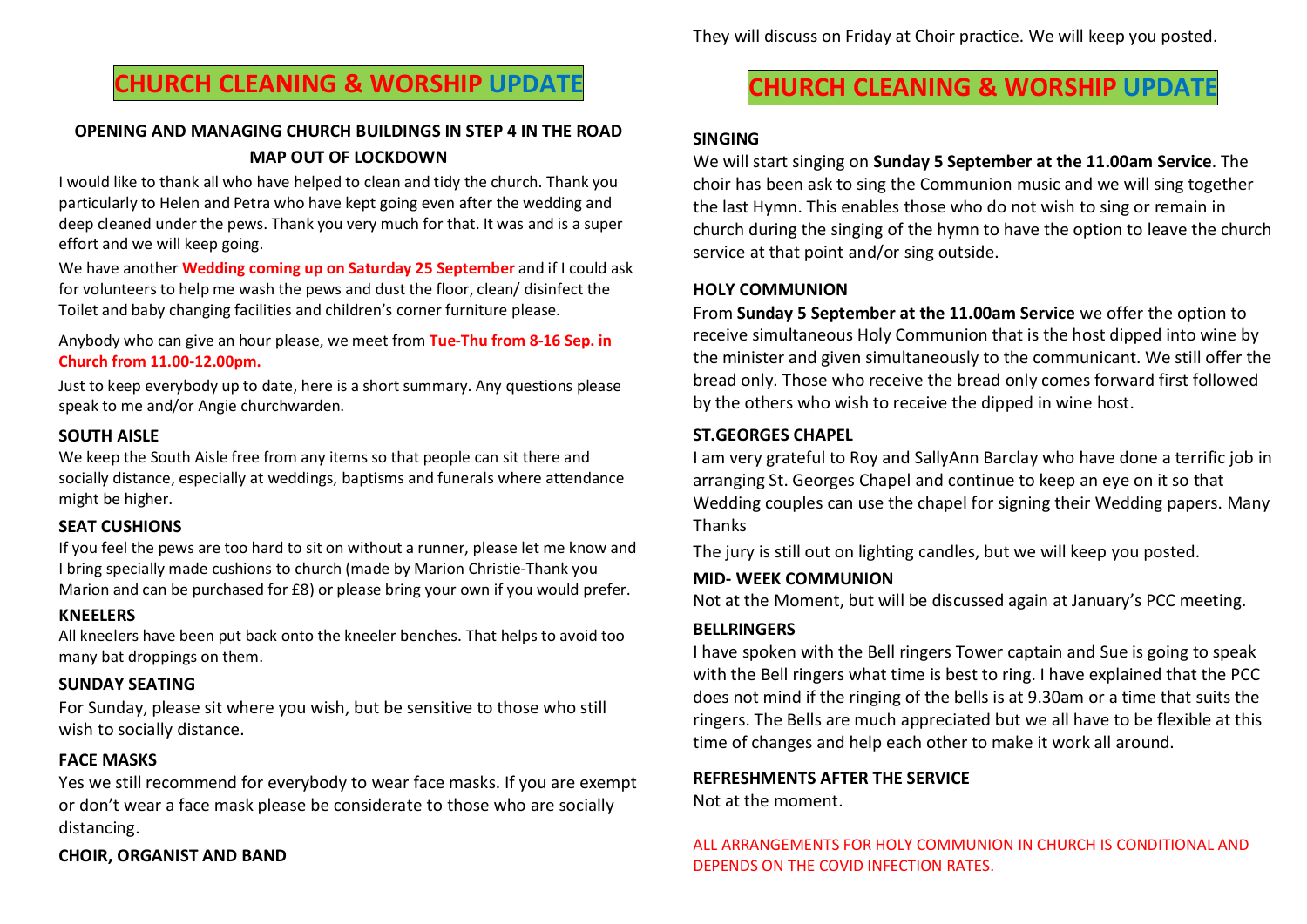## CHURCH CLEANING & WORSHIP UPDATE

### OPENING AND MANAGING CHURCH BUILDINGS IN STEP 4 IN THE ROAD MAP OUT OF LOCKDOWN

I would like to thank all who have helped to clean and tidy the church. Thank you particularly to Helen and Petra who have kept going even after the wedding and deep cleaned under the pews. Thank you very much for that. It was and is a super effort and we will keep going.

We have another **Wedding coming up on Saturday 25 September** and if I could ask for volunteers to help me wash the pews and dust the floor, clean/ disinfect the Toilet and baby changing facilities and children's corner furniture please.

Anybody who can give an hour please, we meet from **Tue-Thu from 8-16 Sep. in Church from 11.00-12.00pm.**

Just to keep everybody up to date, here is a short summary. Any questions please speak to me and/or Angie churchwarden.

**SOUTH AISLE**

We keep the South Aisle free from any items so that people can sit there and socially distance, especially at weddings, baptisms and funerals where attendance might be higher.

**SEAT CUSHIONS**

If you feel the pews are too hard to sit on without a runner, please let me know and I bring specially made cushions to church (made by Marion Christie-Thank you Marion and can be purchased for £8) or please bring your own if you would prefer.

**KNEELERS**

All kneelers have been put back onto the kneeler benches. That helps to avoid too many bat droppings on them.

**SUNDAY SEATING**

For Sunday, please sit where you wish, but be sensitive to those who still wish to socially distance.

**FACE MASKS**

Yes we still recommend for everybody to wear face masks. If you are exempt or don't wear a face mask please be considerate to those who are socially distancing.

**CHOIR, ORGANIST AND BAND**

They will discuss on Friday at Choir practice. We will keep you posted.

## CHURCH CLEANING & WORSHIP UPDATE

**SINGING**

We will start singing on **Sunday 5 September at the 11.00am Service**. The choir has been ask to sing the Communion music and we will sing together the last Hymn. This enables those who do not wish to sing or remain in church during the singing of the hymn to have the option to leave the church service at that point and/or sing outside.

**HOLY COMMUNION**

From **Sunday 5 September at the 11.00am Service** we offer the option to receive simultaneous Holy Communion that is the host dipped into wine by the minister and given simultaneously to the communicant. We still offer the bread only. Those who receive the bread only comes forward first followed by the others who wish to receive the dipped in wine host.

**ST.GEORGES CHAPEL**

I am very grateful to Roy and SallyAnn Barclay who have done a terrific job in arranging St. Georges Chapel and continue to keep an eye on it so that Wedding couples can use the chapel for signing their Wedding papers. Many Thanks

The jury is still out on lighting candles, but we will keep you posted.

**MID- WEEK COMMUNION**

Not at the Moment, but will be discussed again at January's PCC meeting.

**BELLRINGERS**

I have spoken with the Bell ringers Tower captain and Sue is going to speak with the Bell ringers what time is best to ring. I have explained that the PCC does not mind if the ringing of the bells is at 9.30am or a time that suits the ringers. The Bells are much appreciated but we all have to be flexible at this time of changes and help each other to make it work all around.

**REFRESHMENTS AFTER THE SERVICE**

Not at the moment.

ALL ARRANGEMENTS FOR HOLY COMMUNION IN CHURCH IS CONDITIONAL AND DEPENDS ON THE COVID INFECTION RATES.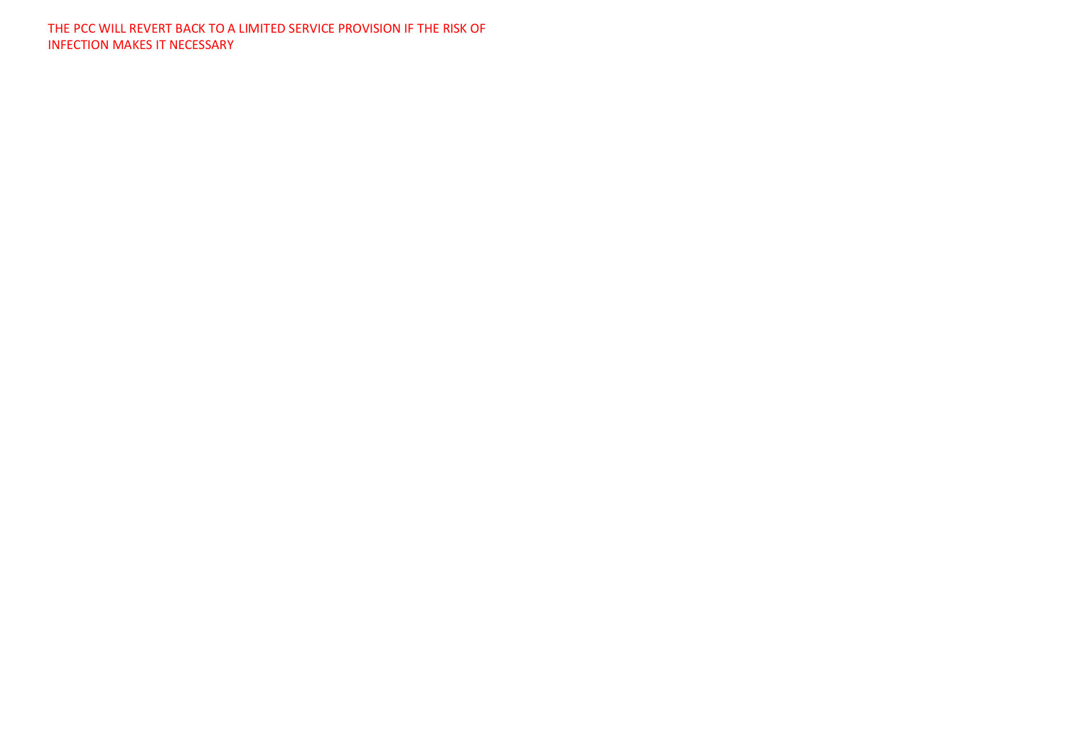THE PCC WILL REVERT BACK TO A LIMITED SERVICE PROVISION IF THE RISK OF INFECTION MAKES IT NECESSARY